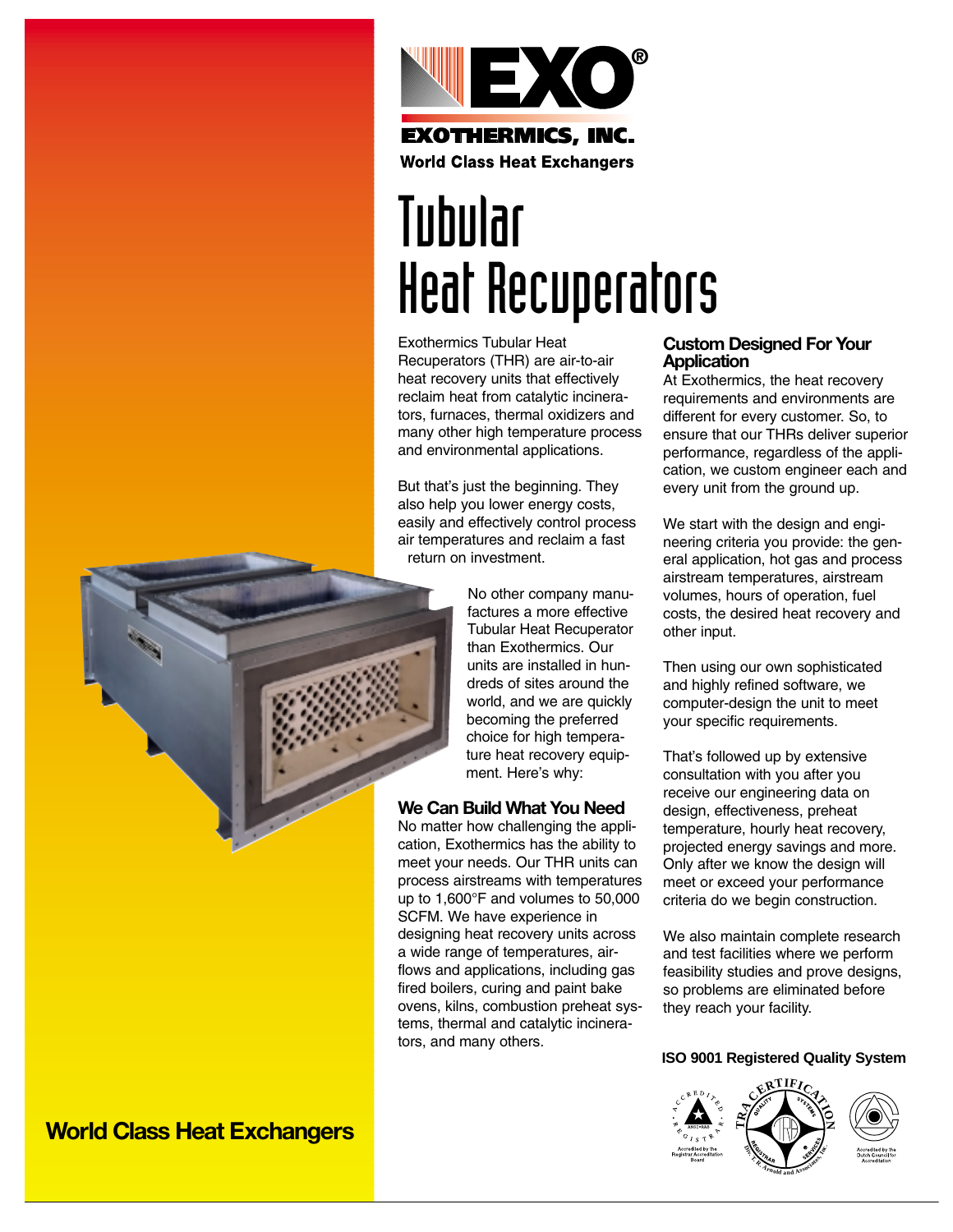EXOTHERMICS, INC.

World Class Heat Exchangers

# Tubular Heat Recuperators

Exothermics Tubular Heat Recuperators (THR) are air-to-air heat recovery units that effectively reclaim heat from catalytic incinerators, furnaces, thermal oxidizers and many other high temperature process and environmental applications.

But that's just the beginning. They also help you lower energy costs, easily and effectively control process air temperatures and reclaim a fast return on investment.

No other company manufactures a more effective Tubular Heat Recuperator than Exothermics. Our units are installed in hundreds of sites around the world, and we are quickly becoming the preferred choice for high temperature heat recovery equipment. Here's why:

## We Can Build What You Need

No matter how challenging the application, Exothermics has the ability to meet your needs. Our THR units can process airstreams with temperatures up to 1,600°F and volumes to 50,000 SCFM. We have experience in designing heat recovery units across a wide range of temperatures, airflows and applications, including gas fired boilers, curing and paint bake ovens, kilns, combustion preheat systems, thermal and catalytic incinerators, and many others.

## Custom Designed For Your Application

At Exothermics, the heat recovery requirements and environments are different for every customer. So, to ensure that our THRs deliver superior performance, regardless of the application, we custom engineer each and every unit from the ground up.

We start with the design and engineering criteria you provide: the general application, hot gas and process airstream temperatures, airstream volumes, hours of operation, fuel costs, the desired heat recovery and other input.

Then using our own sophisticated and highly refined software, we computer-design the unit to meet your specific requirements.

That's followed up by extensive consultation with you after you receive our engineering data on design, effectiveness, preheat temperature, hourly heat recovery, projected energy savings and more. Only after we know the design will meet or exceed your performance criteria do we begin construction.

We also maintain complete research and test facilities where we perform feasibility studies and prove designs, so problems are eliminated before they reach your facility.

**ISO 9001 Registered Quality System**

Accredited by the Registrar Accreditation Board

Accredited by the Dutch Council for Accreditation

**World Class Heat Exchangers**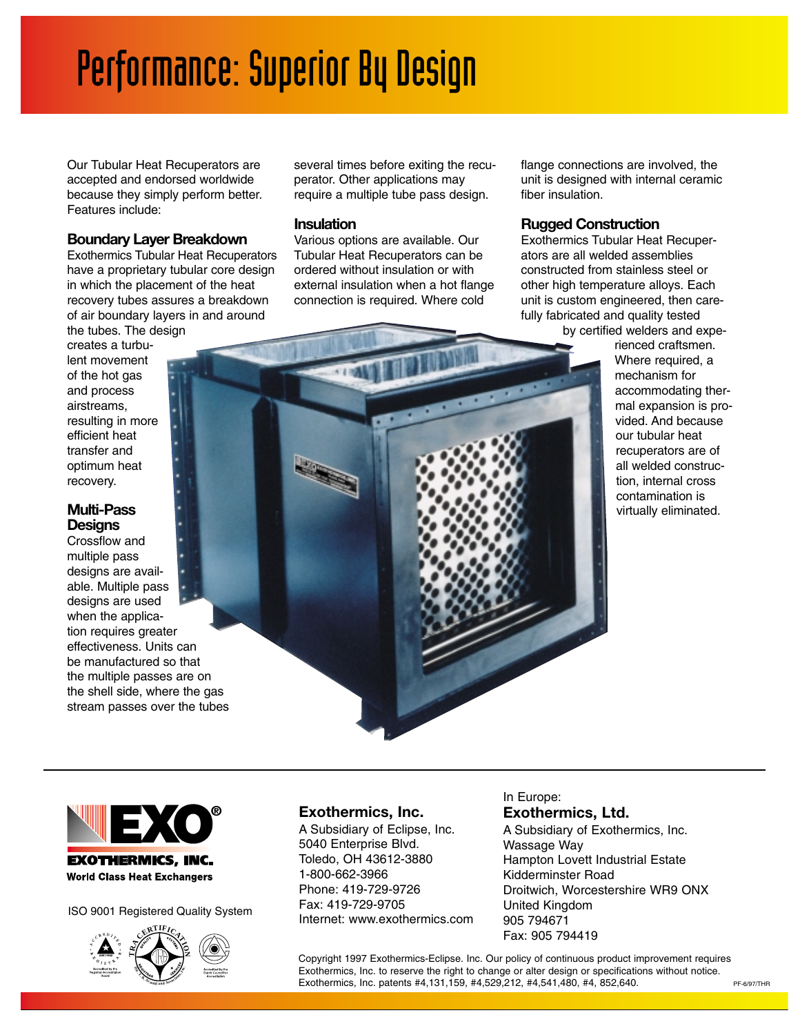# Performance: Superior By Design

Our Tubular Heat Recuperators are accepted and endorsed worldwide because they simply perform better. Features include:

### Boundary Layer Breakdown

Exothermics Tubular Heat Recuperators have a proprietary tubular core design in which the placement of the heat recovery tubes assures a breakdown of air boundary layers in and around the tubes. The design creates a turbulent movement of the hot gas and process airstreams, resulting in more efficient heat transfer and optimum heat recovery.

### Multi-Pass Designs

Crossflow and multiple pass designs are available. Multiple pass designs are used when the application requires greater effectiveness. Units can be manufactured so that the multiple passes are on the shell side, where the gas stream passes over the tubes several times before exiting the recuperator. Other applications may require a multiple tube pass design.

### Insulation

Various options are available. Our Tubular Heat Recuperators can be ordered without insulation or with external insulation when a hot flange connection is required. Where cold flange connections are involved, the unit is designed with internal ceramic fiber insulation.

### Rugged Construction

Exothermics Tubular Heat Recuperators are all welded assemblies constructed from stainless steel or other high temperature alloys. Each unit is custom engineered, then carefully fabricated and quality tested by certified welders and experienced craftsmen. Where required, a mechanism for accommodating thermal expansion is provided. And because our tubular heat recuperators are of all welded construction, internal cross contamination is virtually eliminated.

---

**EXO®**
**EXOTHERMICS, INC.**
**World Class Heat Exchangers**

ISO 9001 Registered Quality System

**Exothermics, Inc.**
A Subsidiary of Eclipse, Inc.
5040 Enterprise Blvd.
Toledo, OH 43612-3880
1-800-662-3966
Phone: 419-729-9726
Fax: 419-729-9705
Internet: www.exothermics.com

In Europe:
**Exothermics, Ltd.**
A Subsidiary of Exothermics, Inc.
Wassage Way
Hampton Lovett Industrial Estate
Kidderminster Road
Droitwich, Worcestershire WR9 ONX
United Kingdom
905 794671
Fax: 905 794419

Copyright 1997 Exothermics-Eclipse. Inc. Our policy of continuous product improvement requires Exothermics, Inc. to reserve the right to change or alter design or specifications without notice. Exothermics, Inc. patents #4,131,159, #4,529,212, #4,541,480, #4, 852,640.

PF-6/97/THR